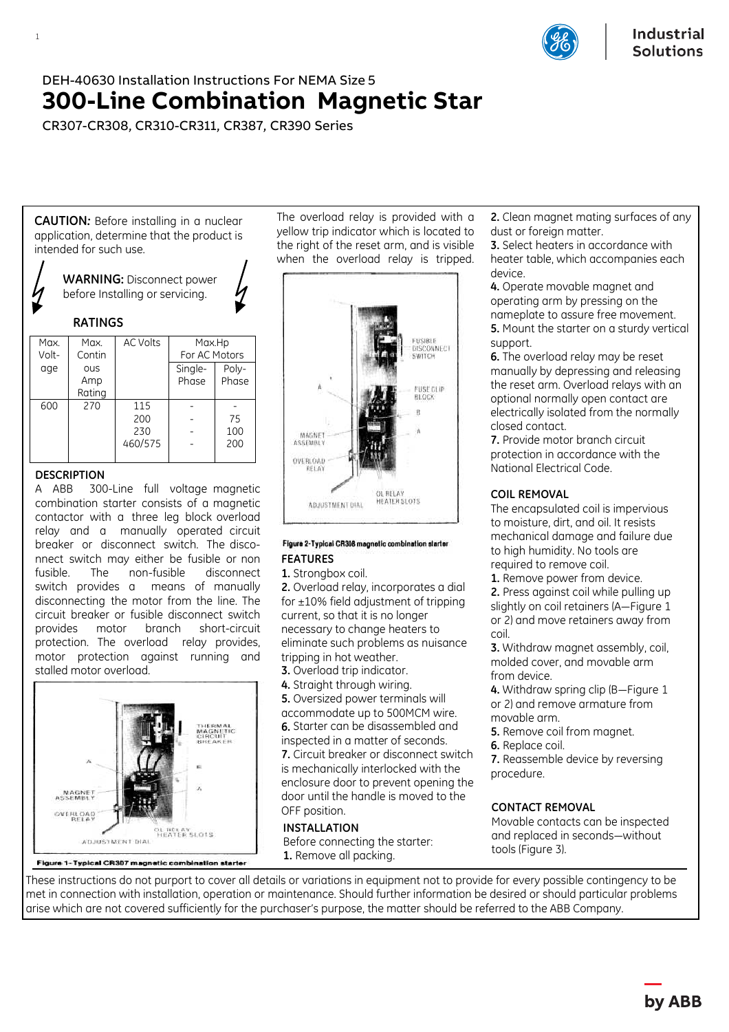DEH-40630 Installation Instructions For NEMA Size 5

# 300-Line Combination Magnetic Star

CR307-CR308, CR310-CR311, CR387, CR390 Series

**CAUTION:** Before installing in a nuclear application, determine that the product is intended for such use.

**WARNING:** Disconnect power before Installing or servicing.

### RATINGS

| Max. Voltage | Max. Continous Amp Rating | AC Volts | Max.Hp For AC Motors | |
|---|---|---|---|---|
| | | | Single-Phase | Poly-Phase |
| 600 | 270 | 115<br>200<br>230<br>460/575 | -<br>-<br>-<br>- | -<br>75<br>100<br>200 |

### DESCRIPTION

A ABB 300-Line full voltage magnetic combination starter consists of a magnetic contactor with a three leg block overload relay and a manually operated circuit breaker or disconnect switch. The disconnect switch may either be fusible or non fusible. The non-fusible disconnect switch provides a means of manually disconnecting the motor from the line. The circuit breaker or fusible disconnect switch provides motor branch short-circuit protection. The overload relay provides, motor protection against running and stalled motor overload.

Figure 1-Typical CR307 magnetic combination starter

The overload relay is provided with a yellow trip indicator which is located to the right of the reset arm, and is visible when the overload relay is tripped.

Figure 2-Typical CR308 magnetic combination starter

### FEATURES

1. Strongbox coil.
2. Overload relay, incorporates a dial for ±10% field adjustment of tripping current, so that it is no longer necessary to change heaters to eliminate such problems as nuisance tripping in hot weather.
3. Overload trip indicator.
4. Straight through wiring.
5. Oversized power terminals will accommodate up to 500MCM wire.
6. Starter can be disassembled and inspected in a matter of seconds.
7. Circuit breaker or disconnect switch is mechanically interlocked with the enclosure door to prevent opening the door until the handle is moved to the OFF position.

### INSTALLATION

Before connecting the starter:

1. Remove all packing.
2. Clean magnet mating surfaces of any dust or foreign matter.
3. Select heaters in accordance with heater table, which accompanies each device.
4. Operate movable magnet and operating arm by pressing on the nameplate to assure free movement.
5. Mount the starter on a sturdy vertical support.
6. The overload relay may be reset manually by depressing and releasing the reset arm. Overload relays with an optional normally open contact are electrically isolated from the normally closed contact.
7. Provide motor branch circuit protection in accordance with the National Electrical Code.

### COIL REMOVAL

The encapsulated coil is impervious to moisture, dirt, and oil. It resists mechanical damage and failure due to high humidity. No tools are required to remove coil.

1. Remove power from device.
2. Press against coil while pulling up slightly on coil retainers (A—Figure 1 or 2) and move retainers away from coil.
3. Withdraw magnet assembly, coil, molded cover, and movable arm from device.
4. Withdraw spring clip (B—Figure 1 or 2) and remove armature from movable arm.
5. Remove coil from magnet.
6. Replace coil.
7. Reassemble device by reversing procedure.

### CONTACT REMOVAL

Movable contacts can be inspected and replaced in seconds—without tools (Figure 3).

These instructions do not purport to cover all details or variations in equipment not to provide for every possible contingency to be met in connection with installation, operation or maintenance. Should further information be desired or should particular problems arise which are not covered sufficiently for the purchaser's purpose, the matter should be referred to the ABB Company.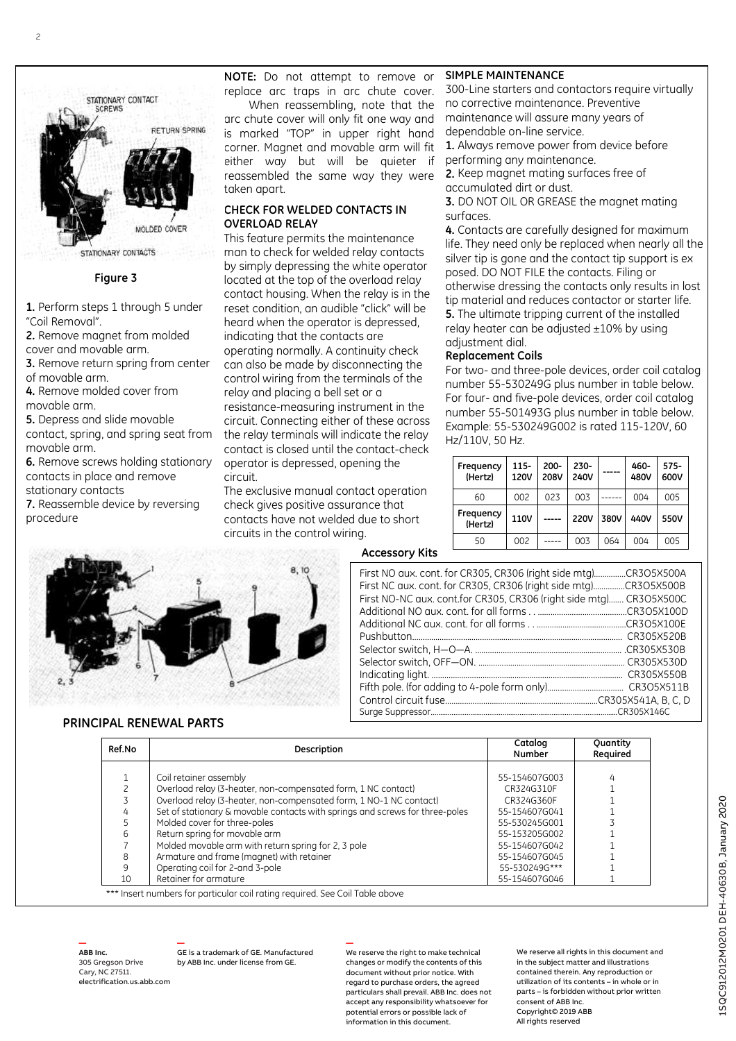STATIONARY CONTACT SCREWS

RETURN SPRING

MOLDED COVER

STATIONARY CONTACTS

Figure 3

1. Perform steps 1 through 5 under "Coil Removal".
2. Remove magnet from molded cover and movable arm.
3. Remove return spring from center of movable arm.
4. Remove molded cover from movable arm.
5. Depress and slide movable contact, spring, and spring seat from movable arm.
6. Remove screws holding stationary contacts in place and remove stationary contacts
7. Reassemble device by reversing procedure

**NOTE:** Do not attempt to remove or replace arc traps in arc chute cover.

When reassembling, note that the arc chute cover will only fit one way and is marked "TOP" in upper right hand corner. Magnet and movable arm will fit either way but will be quieter if reassembled the same way they were taken apart.

### CHECK FOR WELDED CONTACTS IN OVERLOAD RELAY

This feature permits the maintenance man to check for welded relay contacts by simply depressing the white operator located at the top of the overload relay contact housing. When the relay is in the reset condition, an audible "click" will be heard when the operator is depressed, indicating that the contacts are operating normally. A continuity check can also be made by disconnecting the control wiring from the terminals of the relay and placing a bell set or a resistance-measuring instrument in the circuit. Connecting either of these across the relay terminals will indicate the relay contact is closed until the contact-check operator is depressed, opening the circuit.

The exclusive manual contact operation check gives positive assurance that contacts have not welded due to short circuits in the control wiring.

### SIMPLE MAINTENANCE

300-Line starters and contactors require virtually no corrective maintenance. Preventive maintenance will assure many years of dependable on-line service.

1. Always remove power from device before performing any maintenance.
2. Keep magnet mating surfaces free of accumulated dirt or dust.
3. DO NOT OIL OR GREASE the magnet mating surfaces.
4. Contacts are carefully designed for maximum life. They need only be replaced when nearly all the silver tip is gone and the contact tip support is ex posed. DO NOT FILE the contacts. Filing or otherwise dressing the contacts only results in lost tip material and reduces contactor or starter life.
5. The ultimate tripping current of the installed relay heater can be adjusted ±10% by using adjustment dial.

**Replacement Coils**

For two- and three-pole devices, order coil catalog number 55-530249G plus number in table below. For four- and five-pole devices, order coil catalog number 55-501493G plus number in table below. Example: 55-530249G002 is rated 115-120V, 60 Hz/110V, 50 Hz.

| Frequency (Hertz) | 115-120V | 200-208V | 230-240V | ----- | 460-480V | 575-600V |
|---|---|---|---|---|---|---|
| 60 | 002 | 023 | 003 | ------ | 004 | 005 |
| **Frequency (Hertz)** | **110V** | **-----** | **220V** | **380V** | **440V** | **550V** |
| 50 | 002 | ----- | 003 | 064 | 004 | 005 |

1 5 9 8, 10 4 6 2, 3 7 8

### Accessory Kits

| | |
|---|---|
| First NO aux. cont. for CR305, CR306 (right side mtg) | CR305X500A |
| First NC aux. cont. for CR305, CR306 (right side mtg) | CR305X500B |
| First NO-NC aux. cont.for CR305, CR306 (right side mtg) | CR305X500C |
| Additional NO aux. cont. for all forms | CR305X100D |
| Additional NC aux. cont. for all forms | CR305X100E |
| Pushbutton | CR305X520B |
| Selector switch, H—O—A. | CR305X530B |
| Selector switch, OFF—ON. | CR305X530D |
| Indicating light. | CR305X550B |
| Fifth pole. (for adding to 4-pole form only) | CR305X511B |
| Control circuit fuse | CR305X541A, B, C, D |
| Surge Suppressor | CR305X146C |

## PRINCIPAL RENEWAL PARTS

| Ref.No | Description | Catalog Number | Quantity Required |
|---|---|---|---|
| 1 | Coil retainer assembly | 55-154607G003 | 4 |
| 2 | Overload relay (3-heater, non-compensated form, 1 NC contact) | CR324G310F | 1 |
| 3 | Overload relay (3-heater, non-compensated form, 1 NO-1 NC contact) | CR324G360F | 1 |
| 4 | Set of stationary & movable contacts with springs and screws for three-poles | 55-154607G041 | 1 |
| 5 | Molded cover for three-poles | 55-530245G001 | 3 |
| 6 | Return spring for movable arm | 55-153205G002 | 1 |
| 7 | Molded movable arm with return spring for 2, 3 pole | 55-154607G042 | 1 |
| 8 | Armature and frame (magnet) with retainer | 55-154607G045 | 1 |
| 9 | Operating coil for 2-and 3-pole | 55-530249G*** | 1 |
| 10 | Retainer for armature | 55-154607G046 | 1 |

*** Insert numbers for particular coil rating required. See Coil Table above

**ABB Inc.**
305 Gregson Drive
Cary, NC 27511.
electrification.us.abb.com

GE is a trademark of GE. Manufactured by ABB Inc. under license from GE.

We reserve the right to make technical changes or modify the contents of this document without prior notice. With regard to purchase orders, the agreed particulars shall prevail. ABB Inc. does not accept any responsibility whatsoever for potential errors or possible lack of information in this document.

We reserve all rights in this document and in the subject matter and illustrations contained therein. Any reproduction or utilization of its contents – in whole or in parts – is forbidden without prior written consent of ABB Inc.
Copyright© 2019 ABB
All rights reserved

1SQC912012M0201 DEH-40630B, January 2020